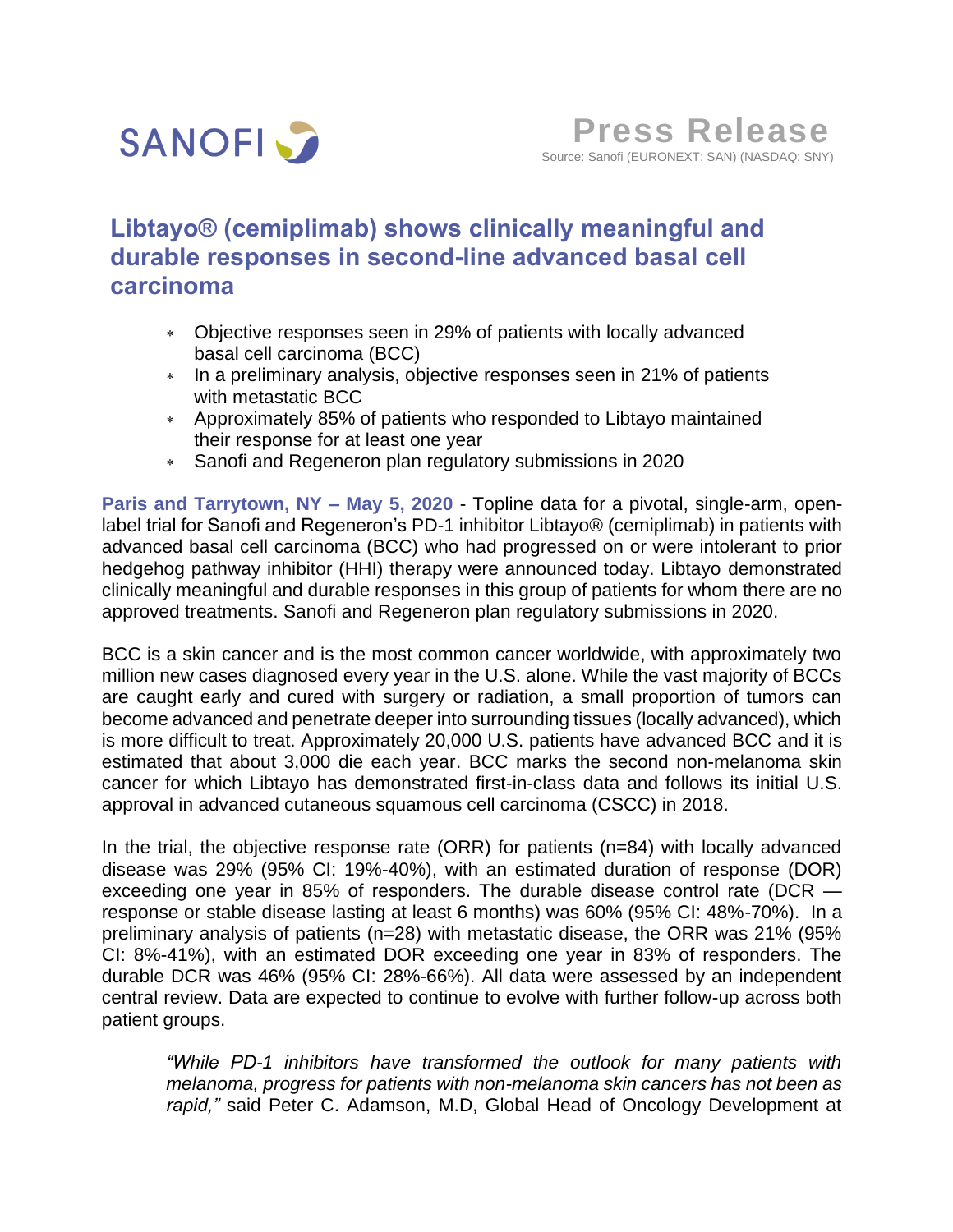SANOFI

**Press Release**

Source: Sanofi (EURONEXT: SAN) (NASDAQ: SNY)

# Libtayo® (cemiplimab) shows clinically meaningful and durable responses in second-line advanced basal cell carcinoma

- Objective responses seen in 29% of patients with locally advanced basal cell carcinoma (BCC)
- In a preliminary analysis, objective responses seen in 21% of patients with metastatic BCC
- Approximately 85% of patients who responded to Libtayo maintained their response for at least one year
- Sanofi and Regeneron plan regulatory submissions in 2020

**Paris and Tarrytown, NY – May 5, 2020** - Topline data for a pivotal, single-arm, open-label trial for Sanofi and Regeneron's PD-1 inhibitor Libtayo® (cemiplimab) in patients with advanced basal cell carcinoma (BCC) who had progressed on or were intolerant to prior hedgehog pathway inhibitor (HHI) therapy were announced today. Libtayo demonstrated clinically meaningful and durable responses in this group of patients for whom there are no approved treatments. Sanofi and Regeneron plan regulatory submissions in 2020.

BCC is a skin cancer and is the most common cancer worldwide, with approximately two million new cases diagnosed every year in the U.S. alone. While the vast majority of BCCs are caught early and cured with surgery or radiation, a small proportion of tumors can become advanced and penetrate deeper into surrounding tissues (locally advanced), which is more difficult to treat. Approximately 20,000 U.S. patients have advanced BCC and it is estimated that about 3,000 die each year. BCC marks the second non-melanoma skin cancer for which Libtayo has demonstrated first-in-class data and follows its initial U.S. approval in advanced cutaneous squamous cell carcinoma (CSCC) in 2018.

In the trial, the objective response rate (ORR) for patients (n=84) with locally advanced disease was 29% (95% CI: 19%-40%), with an estimated duration of response (DOR) exceeding one year in 85% of responders. The durable disease control rate (DCR — response or stable disease lasting at least 6 months) was 60% (95% CI: 48%-70%). In a preliminary analysis of patients (n=28) with metastatic disease, the ORR was 21% (95% CI: 8%-41%), with an estimated DOR exceeding one year in 83% of responders. The durable DCR was 46% (95% CI: 28%-66%). All data were assessed by an independent central review. Data are expected to continue to evolve with further follow-up across both patient groups.

> *"While PD-1 inhibitors have transformed the outlook for many patients with melanoma, progress for patients with non-melanoma skin cancers has not been as rapid,"* said Peter C. Adamson, M.D, Global Head of Oncology Development at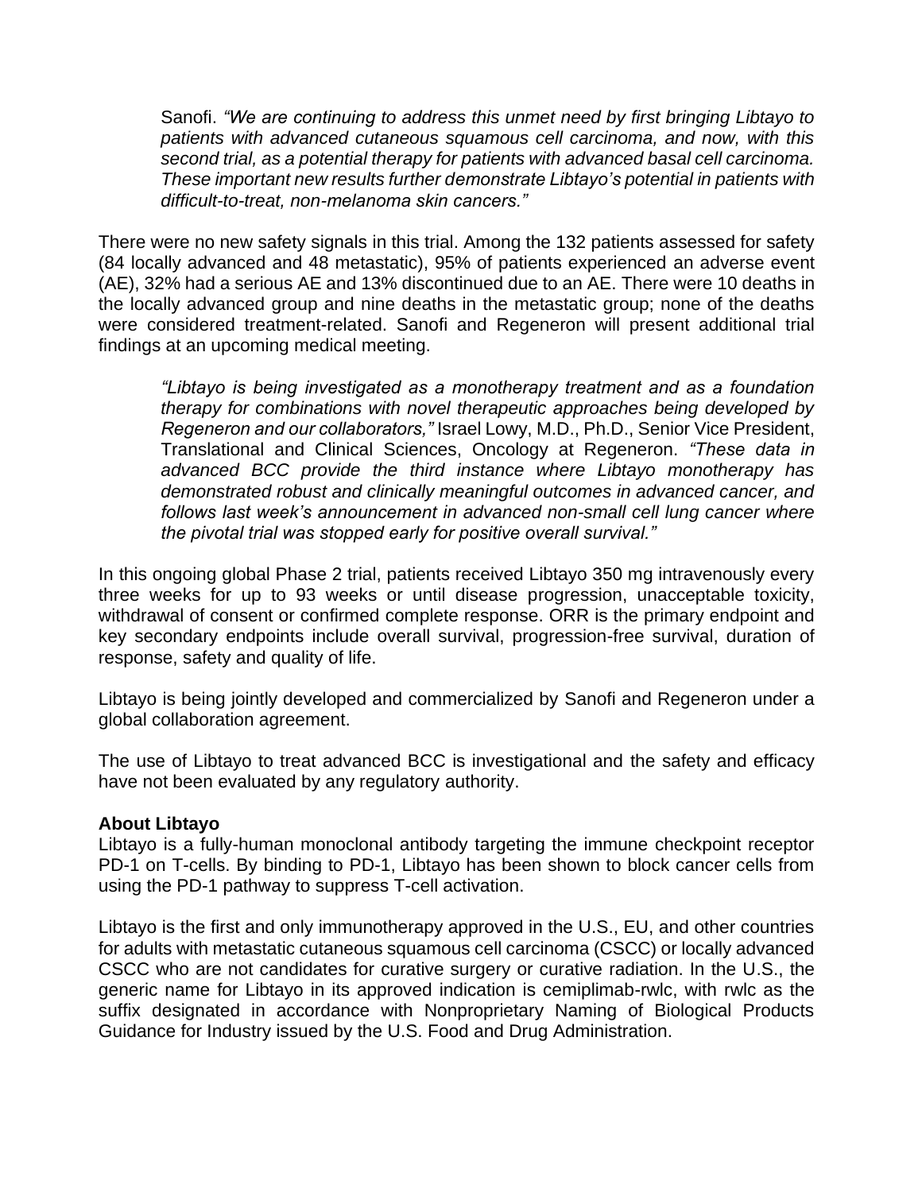Sanofi. *"We are continuing to address this unmet need by first bringing Libtayo to patients with advanced cutaneous squamous cell carcinoma, and now, with this second trial, as a potential therapy for patients with advanced basal cell carcinoma. These important new results further demonstrate Libtayo's potential in patients with difficult-to-treat, non-melanoma skin cancers."*

There were no new safety signals in this trial. Among the 132 patients assessed for safety (84 locally advanced and 48 metastatic), 95% of patients experienced an adverse event (AE), 32% had a serious AE and 13% discontinued due to an AE. There were 10 deaths in the locally advanced group and nine deaths in the metastatic group; none of the deaths were considered treatment-related. Sanofi and Regeneron will present additional trial findings at an upcoming medical meeting.

*"Libtayo is being investigated as a monotherapy treatment and as a foundation therapy for combinations with novel therapeutic approaches being developed by Regeneron and our collaborators,"* Israel Lowy, M.D., Ph.D., Senior Vice President, Translational and Clinical Sciences, Oncology at Regeneron. *"These data in advanced BCC provide the third instance where Libtayo monotherapy has demonstrated robust and clinically meaningful outcomes in advanced cancer, and follows last week's announcement in advanced non-small cell lung cancer where the pivotal trial was stopped early for positive overall survival."*

In this ongoing global Phase 2 trial, patients received Libtayo 350 mg intravenously every three weeks for up to 93 weeks or until disease progression, unacceptable toxicity, withdrawal of consent or confirmed complete response. ORR is the primary endpoint and key secondary endpoints include overall survival, progression-free survival, duration of response, safety and quality of life.

Libtayo is being jointly developed and commercialized by Sanofi and Regeneron under a global collaboration agreement.

The use of Libtayo to treat advanced BCC is investigational and the safety and efficacy have not been evaluated by any regulatory authority.

**About Libtayo**

Libtayo is a fully-human monoclonal antibody targeting the immune checkpoint receptor PD-1 on T-cells. By binding to PD-1, Libtayo has been shown to block cancer cells from using the PD-1 pathway to suppress T-cell activation.

Libtayo is the first and only immunotherapy approved in the U.S., EU, and other countries for adults with metastatic cutaneous squamous cell carcinoma (CSCC) or locally advanced CSCC who are not candidates for curative surgery or curative radiation. In the U.S., the generic name for Libtayo in its approved indication is cemiplimab-rwlc, with rwlc as the suffix designated in accordance with Nonproprietary Naming of Biological Products Guidance for Industry issued by the U.S. Food and Drug Administration.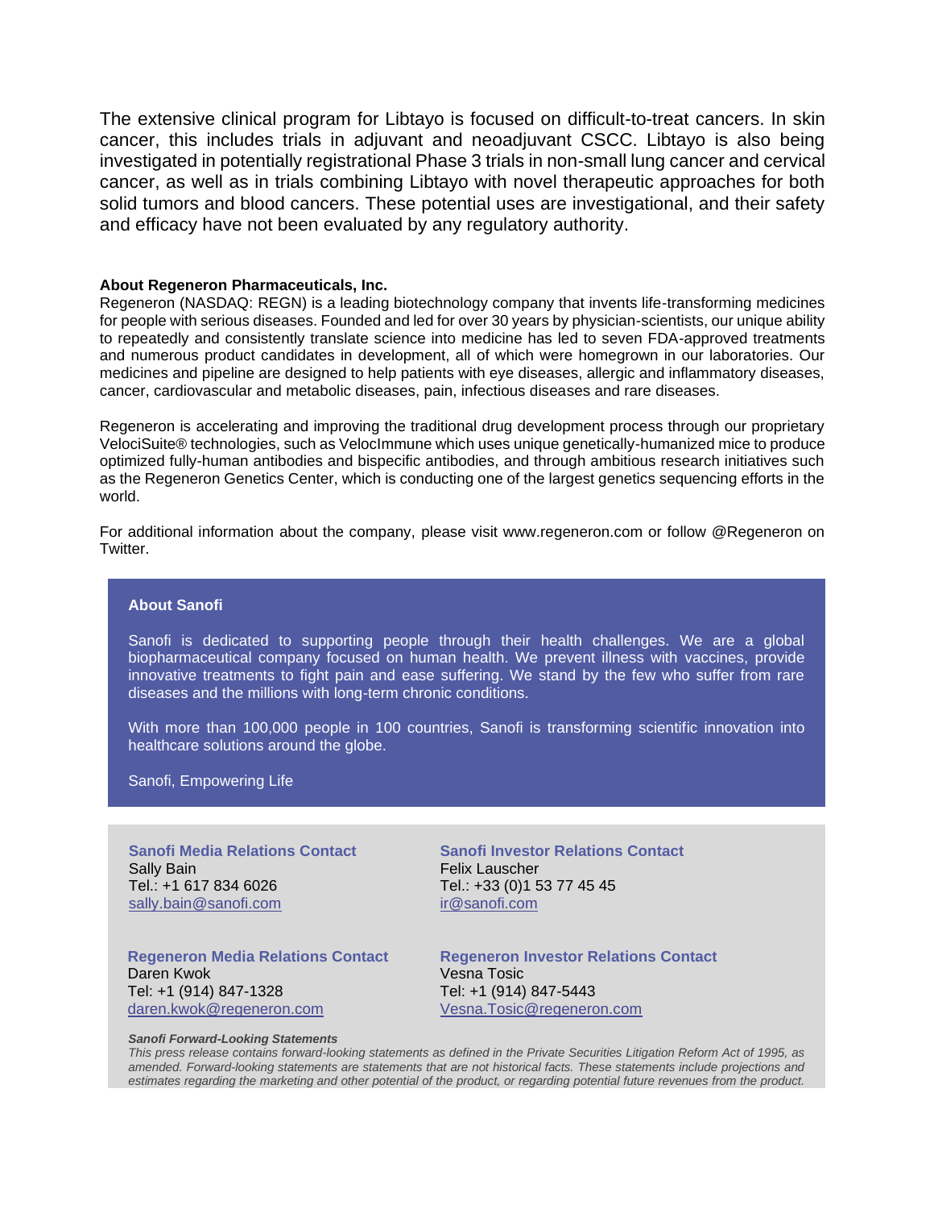The extensive clinical program for Libtayo is focused on difficult-to-treat cancers. In skin cancer, this includes trials in adjuvant and neoadjuvant CSCC. Libtayo is also being investigated in potentially registrational Phase 3 trials in non-small lung cancer and cervical cancer, as well as in trials combining Libtayo with novel therapeutic approaches for both solid tumors and blood cancers. These potential uses are investigational, and their safety and efficacy have not been evaluated by any regulatory authority.

**About Regeneron Pharmaceuticals, Inc.**

Regeneron (NASDAQ: REGN) is a leading biotechnology company that invents life-transforming medicines for people with serious diseases. Founded and led for over 30 years by physician-scientists, our unique ability to repeatedly and consistently translate science into medicine has led to seven FDA-approved treatments and numerous product candidates in development, all of which were homegrown in our laboratories. Our medicines and pipeline are designed to help patients with eye diseases, allergic and inflammatory diseases, cancer, cardiovascular and metabolic diseases, pain, infectious diseases and rare diseases.

Regeneron is accelerating and improving the traditional drug development process through our proprietary VelociSuite® technologies, such as VelocImmune which uses unique genetically-humanized mice to produce optimized fully-human antibodies and bispecific antibodies, and through ambitious research initiatives such as the Regeneron Genetics Center, which is conducting one of the largest genetics sequencing efforts in the world.

For additional information about the company, please visit www.regeneron.com or follow @Regeneron on Twitter.

**About Sanofi**

Sanofi is dedicated to supporting people through their health challenges. We are a global biopharmaceutical company focused on human health. We prevent illness with vaccines, provide innovative treatments to fight pain and ease suffering. We stand by the few who suffer from rare diseases and the millions with long-term chronic conditions.

With more than 100,000 people in 100 countries, Sanofi is transforming scientific innovation into healthcare solutions around the globe.

Sanofi, Empowering Life

**Sanofi Media Relations Contact**
Sally Bain
Tel.: +1 617 834 6026
sally.bain@sanofi.com

**Sanofi Investor Relations Contact**
Felix Lauscher
Tel.: +33 (0)1 53 77 45 45
ir@sanofi.com

**Regeneron Media Relations Contact**
Daren Kwok
Tel: +1 (914) 847-1328
daren.kwok@regeneron.com

**Regeneron Investor Relations Contact**
Vesna Tosic
Tel: +1 (914) 847-5443
Vesna.Tosic@regeneron.com

***Sanofi Forward-Looking Statements***

*This press release contains forward-looking statements as defined in the Private Securities Litigation Reform Act of 1995, as amended. Forward-looking statements are statements that are not historical facts. These statements include projections and estimates regarding the marketing and other potential of the product, or regarding potential future revenues from the product.*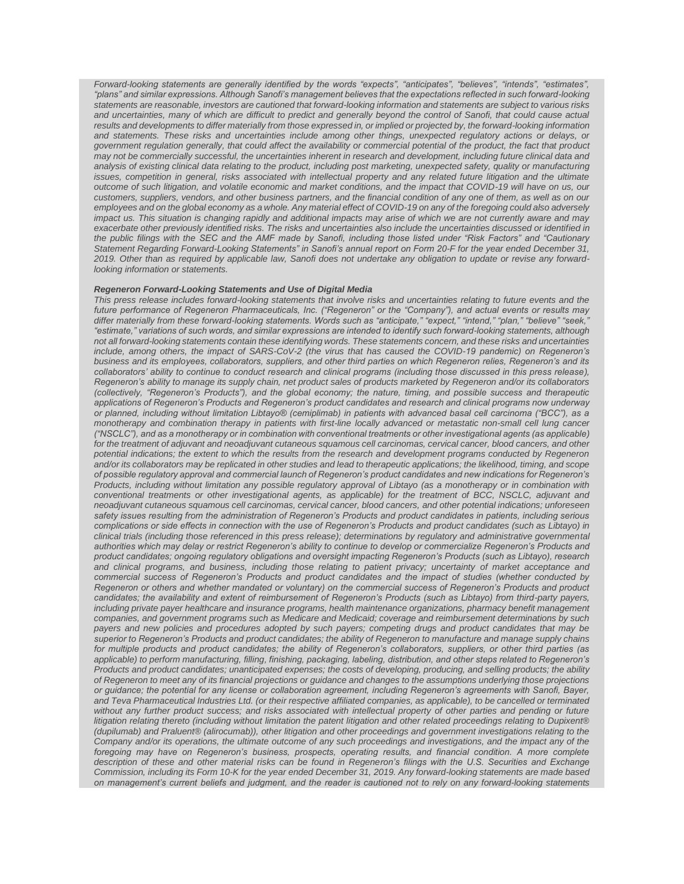*Forward-looking statements are generally identified by the words "expects", "anticipates", "believes", "intends", "estimates", "plans" and similar expressions. Although Sanofi's management believes that the expectations reflected in such forward-looking statements are reasonable, investors are cautioned that forward-looking information and statements are subject to various risks and uncertainties, many of which are difficult to predict and generally beyond the control of Sanofi, that could cause actual results and developments to differ materially from those expressed in, or implied or projected by, the forward-looking information and statements. These risks and uncertainties include among other things, unexpected regulatory actions or delays, or government regulation generally, that could affect the availability or commercial potential of the product, the fact that product may not be commercially successful, the uncertainties inherent in research and development, including future clinical data and analysis of existing clinical data relating to the product, including post marketing, unexpected safety, quality or manufacturing issues, competition in general, risks associated with intellectual property and any related future litigation and the ultimate outcome of such litigation, and volatile economic and market conditions, and the impact that COVID-19 will have on us, our customers, suppliers, vendors, and other business partners, and the financial condition of any one of them, as well as on our employees and on the global economy as a whole. Any material effect of COVID-19 on any of the foregoing could also adversely impact us. This situation is changing rapidly and additional impacts may arise of which we are not currently aware and may exacerbate other previously identified risks. The risks and uncertainties also include the uncertainties discussed or identified in the public filings with the SEC and the AMF made by Sanofi, including those listed under "Risk Factors" and "Cautionary Statement Regarding Forward-Looking Statements" in Sanofi's annual report on Form 20-F for the year ended December 31, 2019. Other than as required by applicable law, Sanofi does not undertake any obligation to update or revise any forward-looking information or statements.*

***Regeneron Forward-Looking Statements and Use of Digital Media***

*This press release includes forward-looking statements that involve risks and uncertainties relating to future events and the future performance of Regeneron Pharmaceuticals, Inc. ("Regeneron" or the "Company"), and actual events or results may differ materially from these forward-looking statements. Words such as "anticipate," "expect," "intend," "plan," "believe" "seek," "estimate," variations of such words, and similar expressions are intended to identify such forward-looking statements, although not all forward-looking statements contain these identifying words. These statements concern, and these risks and uncertainties include, among others, the impact of SARS-CoV-2 (the virus that has caused the COVID-19 pandemic) on Regeneron's business and its employees, collaborators, suppliers, and other third parties on which Regeneron relies, Regeneron's and its collaborators' ability to continue to conduct research and clinical programs (including those discussed in this press release), Regeneron's ability to manage its supply chain, net product sales of products marketed by Regeneron and/or its collaborators (collectively, "Regeneron's Products"), and the global economy; the nature, timing, and possible success and therapeutic applications of Regeneron's Products and Regeneron's product candidates and research and clinical programs now underway or planned, including without limitation Libtayo® (cemiplimab) in patients with advanced basal cell carcinoma ("BCC"), as a monotherapy and combination therapy in patients with first-line locally advanced or metastatic non-small cell lung cancer ("NSCLC"), and as a monotherapy or in combination with conventional treatments or other investigational agents (as applicable) for the treatment of adjuvant and neoadjuvant cutaneous squamous cell carcinomas, cervical cancer, blood cancers, and other potential indications; the extent to which the results from the research and development programs conducted by Regeneron and/or its collaborators may be replicated in other studies and lead to therapeutic applications; the likelihood, timing, and scope of possible regulatory approval and commercial launch of Regeneron's product candidates and new indications for Regeneron's Products, including without limitation any possible regulatory approval of Libtayo (as a monotherapy or in combination with conventional treatments or other investigational agents, as applicable) for the treatment of BCC, NSCLC, adjuvant and neoadjuvant cutaneous squamous cell carcinomas, cervical cancer, blood cancers, and other potential indications; unforeseen safety issues resulting from the administration of Regeneron's Products and product candidates in patients, including serious complications or side effects in connection with the use of Regeneron's Products and product candidates (such as Libtayo) in clinical trials (including those referenced in this press release); determinations by regulatory and administrative governmental authorities which may delay or restrict Regeneron's ability to continue to develop or commercialize Regeneron's Products and product candidates; ongoing regulatory obligations and oversight impacting Regeneron's Products (such as Libtayo), research and clinical programs, and business, including those relating to patient privacy; uncertainty of market acceptance and commercial success of Regeneron's Products and product candidates and the impact of studies (whether conducted by Regeneron or others and whether mandated or voluntary) on the commercial success of Regeneron's Products and product candidates; the availability and extent of reimbursement of Regeneron's Products (such as Libtayo) from third-party payers, including private payer healthcare and insurance programs, health maintenance organizations, pharmacy benefit management companies, and government programs such as Medicare and Medicaid; coverage and reimbursement determinations by such payers and new policies and procedures adopted by such payers; competing drugs and product candidates that may be superior to Regeneron's Products and product candidates; the ability of Regeneron to manufacture and manage supply chains for multiple products and product candidates; the ability of Regeneron's collaborators, suppliers, or other third parties (as applicable) to perform manufacturing, filling, finishing, packaging, labeling, distribution, and other steps related to Regeneron's Products and product candidates; unanticipated expenses; the costs of developing, producing, and selling products; the ability of Regeneron to meet any of its financial projections or guidance and changes to the assumptions underlying those projections or guidance; the potential for any license or collaboration agreement, including Regeneron's agreements with Sanofi, Bayer, and Teva Pharmaceutical Industries Ltd. (or their respective affiliated companies, as applicable), to be cancelled or terminated without any further product success; and risks associated with intellectual property of other parties and pending or future litigation relating thereto (including without limitation the patent litigation and other related proceedings relating to Dupixent® (dupilumab) and Praluent® (alirocumab)), other litigation and other proceedings and government investigations relating to the Company and/or its operations, the ultimate outcome of any such proceedings and investigations, and the impact any of the foregoing may have on Regeneron's business, prospects, operating results, and financial condition. A more complete description of these and other material risks can be found in Regeneron's filings with the U.S. Securities and Exchange Commission, including its Form 10-K for the year ended December 31, 2019. Any forward-looking statements are made based on management's current beliefs and judgment, and the reader is cautioned not to rely on any forward-looking statements*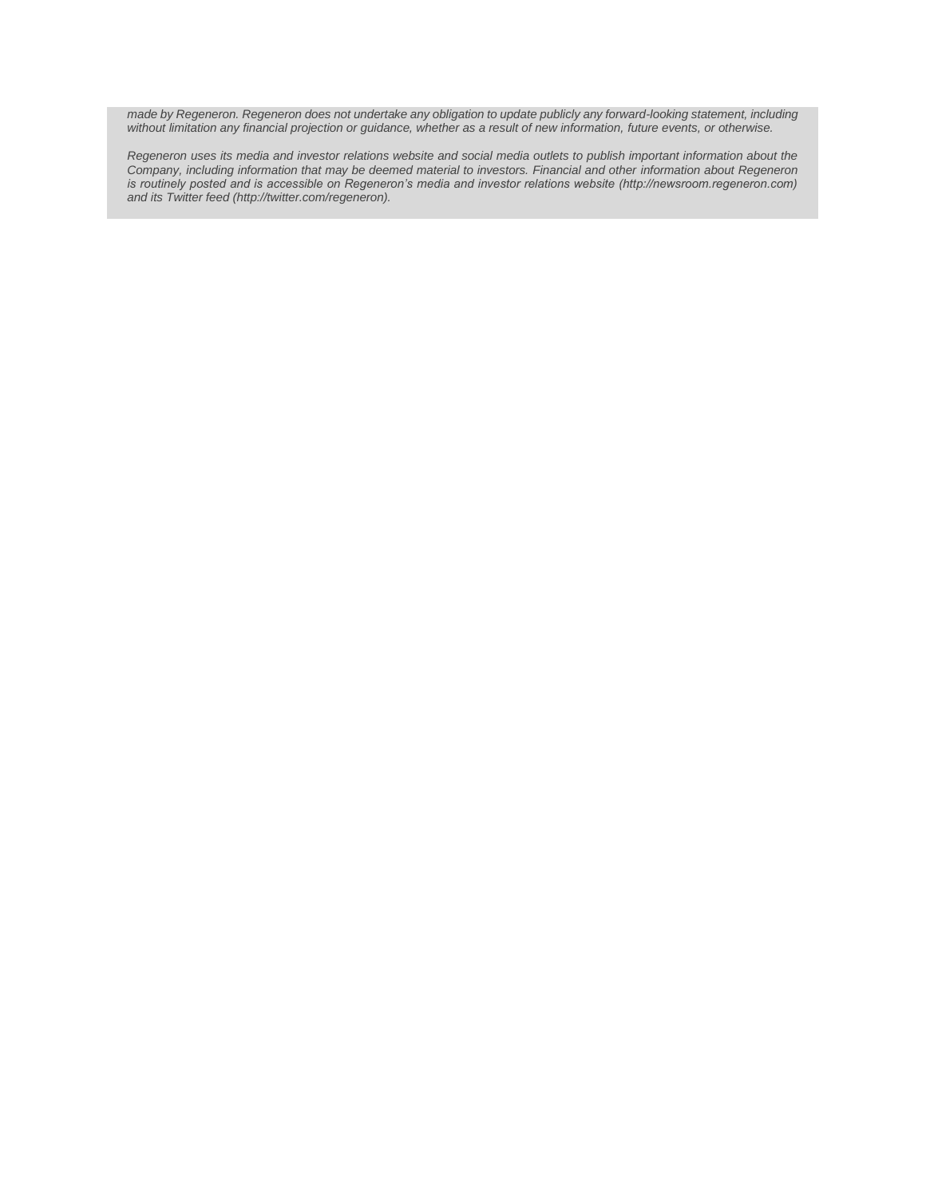*made by Regeneron. Regeneron does not undertake any obligation to update publicly any forward-looking statement, including without limitation any financial projection or guidance, whether as a result of new information, future events, or otherwise.*

*Regeneron uses its media and investor relations website and social media outlets to publish important information about the Company, including information that may be deemed material to investors. Financial and other information about Regeneron is routinely posted and is accessible on Regeneron's media and investor relations website (http://newsroom.regeneron.com) and its Twitter feed (http://twitter.com/regeneron).*